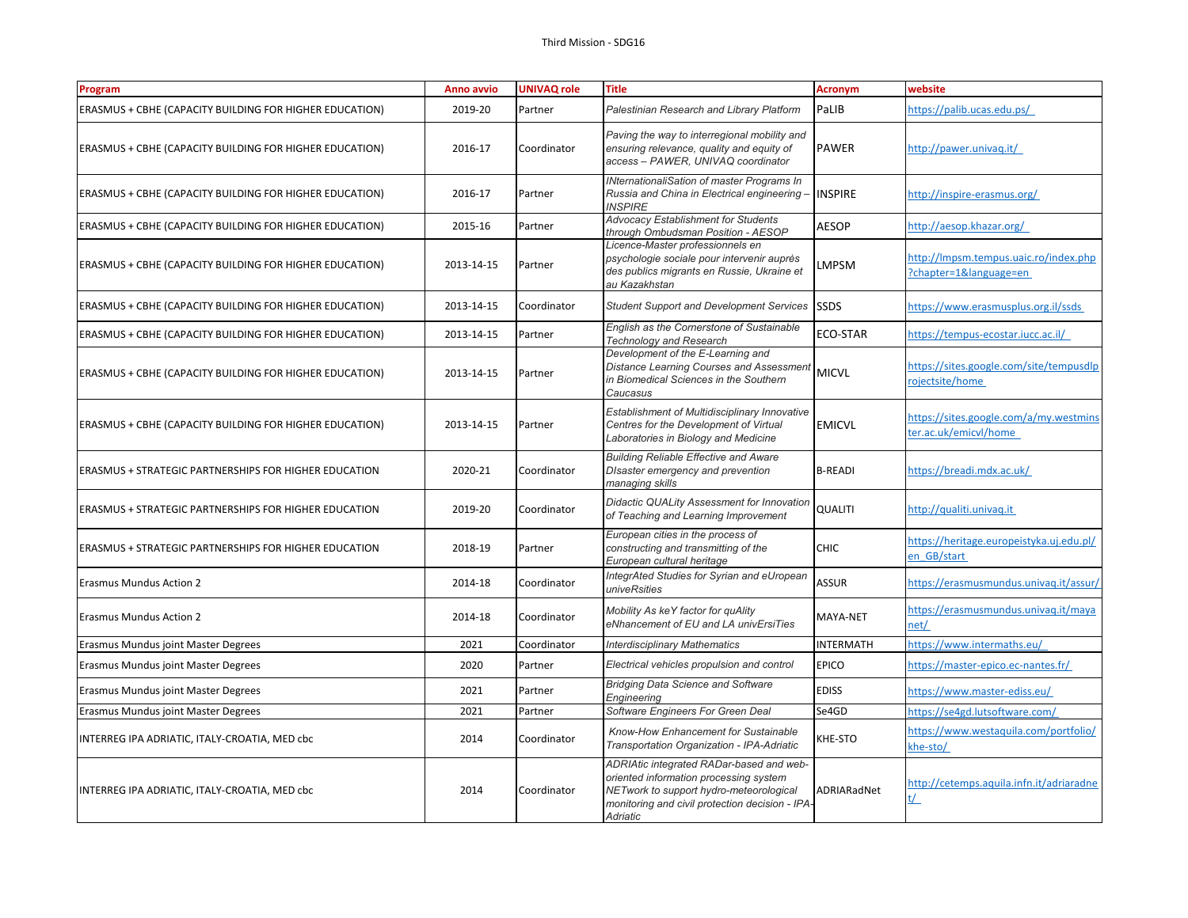# Third Mission - SDG16

| Program | Anno avvio | UNIVAQ role | Title | Acronym | website |
|---|---|---|---|---|---|
| ERASMUS + CBHE (CAPACITY BUILDING FOR HIGHER EDUCATION) | 2019-20 | Partner | *Palestinian Research and Library Platform* | PaLIB | https://palib.ucas.edu.ps/ |
| ERASMUS + CBHE (CAPACITY BUILDING FOR HIGHER EDUCATION) | 2016-17 | Coordinator | *Paving the way to interregional mobility and ensuring relevance, quality and equity of access – PAWER, UNIVAQ coordinator* | PAWER | http://pawer.univaq.it/ |
| ERASMUS + CBHE (CAPACITY BUILDING FOR HIGHER EDUCATION) | 2016-17 | Partner | *INternationaliSation of master Programs In Russia and China in Electrical engineering – INSPIRE* | INSPIRE | http://inspire-erasmus.org/ |
| ERASMUS + CBHE (CAPACITY BUILDING FOR HIGHER EDUCATION) | 2015-16 | Partner | *Advocacy Establishment for Students through Ombudsman Position - AESOP* | AESOP | http://aesop.khazar.org/ |
| ERASMUS + CBHE (CAPACITY BUILDING FOR HIGHER EDUCATION) | 2013-14-15 | Partner | *Licence-Master professionnels en psychologie sociale pour intervenir auprès des publics migrants en Russie, Ukraine et au Kazakhstan* | LMPSM | http://lmpsm.tempus.uaic.ro/index.php?chapter=1&language=en |
| ERASMUS + CBHE (CAPACITY BUILDING FOR HIGHER EDUCATION) | 2013-14-15 | Coordinator | *Student Support and Development Services* | SSDS | https://www.erasmusplus.org.il/ssds |
| ERASMUS + CBHE (CAPACITY BUILDING FOR HIGHER EDUCATION) | 2013-14-15 | Partner | *English as the Cornerstone of Sustainable Technology and Research* | ECO-STAR | https://tempus-ecostar.iucc.ac.il/ |
| ERASMUS + CBHE (CAPACITY BUILDING FOR HIGHER EDUCATION) | 2013-14-15 | Partner | *Development of the E-Learning and Distance Learning Courses and Assessment in Biomedical Sciences in the Southern Caucasus* | MICVL | https://sites.google.com/site/tempusdlprojectsite/home |
| ERASMUS + CBHE (CAPACITY BUILDING FOR HIGHER EDUCATION) | 2013-14-15 | Partner | *Establishment of Multidisciplinary Innovative Centres for the Development of Virtual Laboratories in Biology and Medicine* | EMICVL | https://sites.google.com/a/my.westminster.ac.uk/emicvl/home |
| ERASMUS + STRATEGIC PARTNERSHIPS FOR HIGHER EDUCATION | 2020-21 | Coordinator | *Building Reliable Effective and Aware DIsaster emergency and prevention managing skills* | B-READI | https://breadi.mdx.ac.uk/ |
| ERASMUS + STRATEGIC PARTNERSHIPS FOR HIGHER EDUCATION | 2019-20 | Coordinator | *Didactic QUALity Assessment for Innovation of Teaching and Learning Improvement* | QUALITI | http://qualiti.univaq.it |
| ERASMUS + STRATEGIC PARTNERSHIPS FOR HIGHER EDUCATION | 2018-19 | Partner | *European cities in the process of constructing and transmitting of the European cultural heritage* | CHIC | https://heritage.europeistyka.uj.edu.pl/en_GB/start |
| Erasmus Mundus Action 2 | 2014-18 | Coordinator | *IntegrAted Studies for Syrian and eUropean univeRsities* | ASSUR | https://erasmusmundus.univaq.it/assur/ |
| Erasmus Mundus Action 2 | 2014-18 | Coordinator | *Mobility As keY factor for quAlity eNhancement of EU and LA univErsiTies* | MAYA-NET | https://erasmusmundus.univaq.it/mayanet/ |
| Erasmus Mundus joint Master Degrees | 2021 | Coordinator | *Interdisciplinary Mathematics* | INTERMATH | https://www.intermaths.eu/ |
| Erasmus Mundus joint Master Degrees | 2020 | Partner | *Electrical vehicles propulsion and control* | EPICO | https://master-epico.ec-nantes.fr/ |
| Erasmus Mundus joint Master Degrees | 2021 | Partner | *Bridging Data Science and Software Engineering* | EDISS | https://www.master-ediss.eu/ |
| Erasmus Mundus joint Master Degrees | 2021 | Partner | *Software Engineers For Green Deal* | Se4GD | https://se4gd.lutsoftware.com/ |
| INTERREG IPA ADRIATIC, ITALY-CROATIA, MED cbc | 2014 | Coordinator | *Know-How Enhancement for Sustainable Transportation Organization - IPA-Adriatic* | KHE-STO | https://www.westaquila.com/portfolio/khe-sto/ |
| INTERREG IPA ADRIATIC, ITALY-CROATIA, MED cbc | 2014 | Coordinator | *ADRIAtic integrated RADar-based and web-oriented information processing system NETwork to support hydro-meteorological monitoring and civil protection decision - IPA-Adriatic* | ADRIARadNet | http://cetemps.aquila.infn.it/adriaradnet/ |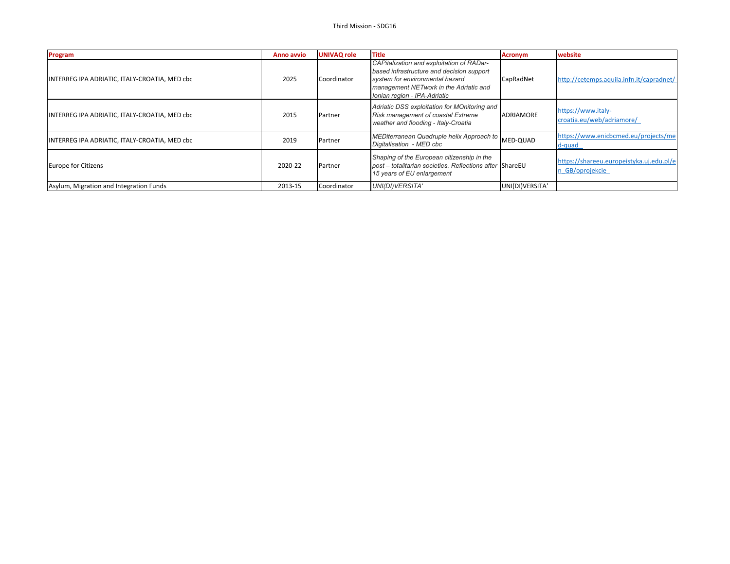| Program | Anno avvio | UNIVAQ role | Title | Acronym | website |
| --- | --- | --- | --- | --- | --- |
| INTERREG IPA ADRIATIC, ITALY-CROATIA, MED cbc | 2025 | Coordinator | *CAPitalization and exploitation of RADar-based infrastructure and decision support system for environmental hazard management NETwork in the Adriatic and Ionian region - IPA-Adriatic* | CapRadNet | http://cetemps.aquila.infn.it/capradnet/ |
| INTERREG IPA ADRIATIC, ITALY-CROATIA, MED cbc | 2015 | Partner | *Adriatic DSS exploitation for MOnitoring and Risk management of coastal Extreme weather and flooding - Italy-Croatia* | ADRIAMORE | https://www.italy-croatia.eu/web/adriamore/ |
| INTERREG IPA ADRIATIC, ITALY-CROATIA, MED cbc | 2019 | Partner | *MEDiterranean Quadruple helix Approach to Digitalisation - MED cbc* | MED-QUAD | https://www.enicbcmed.eu/projects/med-quad |
| Europe for Citizens | 2020-22 | Partner | *Shaping of the European citizenship in the post – totalitarian societies. Reflections after 15 years of EU enlargement* | ShareEU | https://shareeu.europeistyka.uj.edu.pl/en_GB/oprojekcie |
| Asylum, Migration and Integration Funds | 2013-15 | Coordinator | *UNI(DI)VERSITA'* | UNI(DI)VERSITA' | |